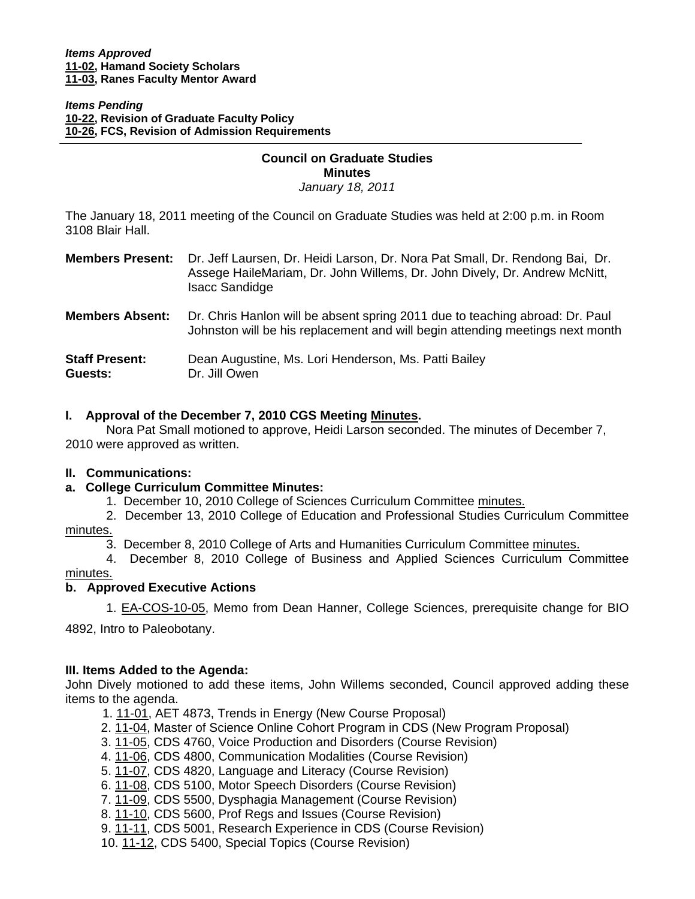***Items Approved***
**11-02, Hamand Society Scholars**
**11-03, Ranes Faculty Mentor Award**

***Items Pending***
**10-22, Revision of Graduate Faculty Policy**
**10-26, FCS, Revision of Admission Requirements**

---

# Council on Graduate Studies
## Minutes
*January 18, 2011*

The January 18, 2011 meeting of the Council on Graduate Studies was held at 2:00 p.m. in Room 3108 Blair Hall.

**Members Present:** Dr. Jeff Laursen, Dr. Heidi Larson, Dr. Nora Pat Small, Dr. Rendong Bai, Dr. Assege HaileMariam, Dr. John Willems, Dr. John Dively, Dr. Andrew McNitt, Isacc Sandidge

**Members Absent:** Dr. Chris Hanlon will be absent spring 2011 due to teaching abroad: Dr. Paul Johnston will be his replacement and will begin attending meetings next month

**Staff Present:** Dean Augustine, Ms. Lori Henderson, Ms. Patti Bailey
**Guests:** Dr. Jill Owen

### I. Approval of the December 7, 2010 CGS Meeting Minutes.

Nora Pat Small motioned to approve, Heidi Larson seconded. The minutes of December 7, 2010 were approved as written.

### II. Communications:

#### a. College Curriculum Committee Minutes:

1. December 10, 2010 College of Sciences Curriculum Committee minutes.
2. December 13, 2010 College of Education and Professional Studies Curriculum Committee minutes.
3. December 8, 2010 College of Arts and Humanities Curriculum Committee minutes.
4. December 8, 2010 College of Business and Applied Sciences Curriculum Committee minutes.

#### b. Approved Executive Actions

1. EA-COS-10-05, Memo from Dean Hanner, College Sciences, prerequisite change for BIO 4892, Intro to Paleobotany.

### III. Items Added to the Agenda:

John Dively motioned to add these items, John Willems seconded, Council approved adding these items to the agenda.

1. 11-01, AET 4873, Trends in Energy (New Course Proposal)
2. 11-04, Master of Science Online Cohort Program in CDS (New Program Proposal)
3. 11-05, CDS 4760, Voice Production and Disorders (Course Revision)
4. 11-06, CDS 4800, Communication Modalities (Course Revision)
5. 11-07, CDS 4820, Language and Literacy (Course Revision)
6. 11-08, CDS 5100, Motor Speech Disorders (Course Revision)
7. 11-09, CDS 5500, Dysphagia Management (Course Revision)
8. 11-10, CDS 5600, Prof Regs and Issues (Course Revision)
9. 11-11, CDS 5001, Research Experience in CDS (Course Revision)
10. 11-12, CDS 5400, Special Topics (Course Revision)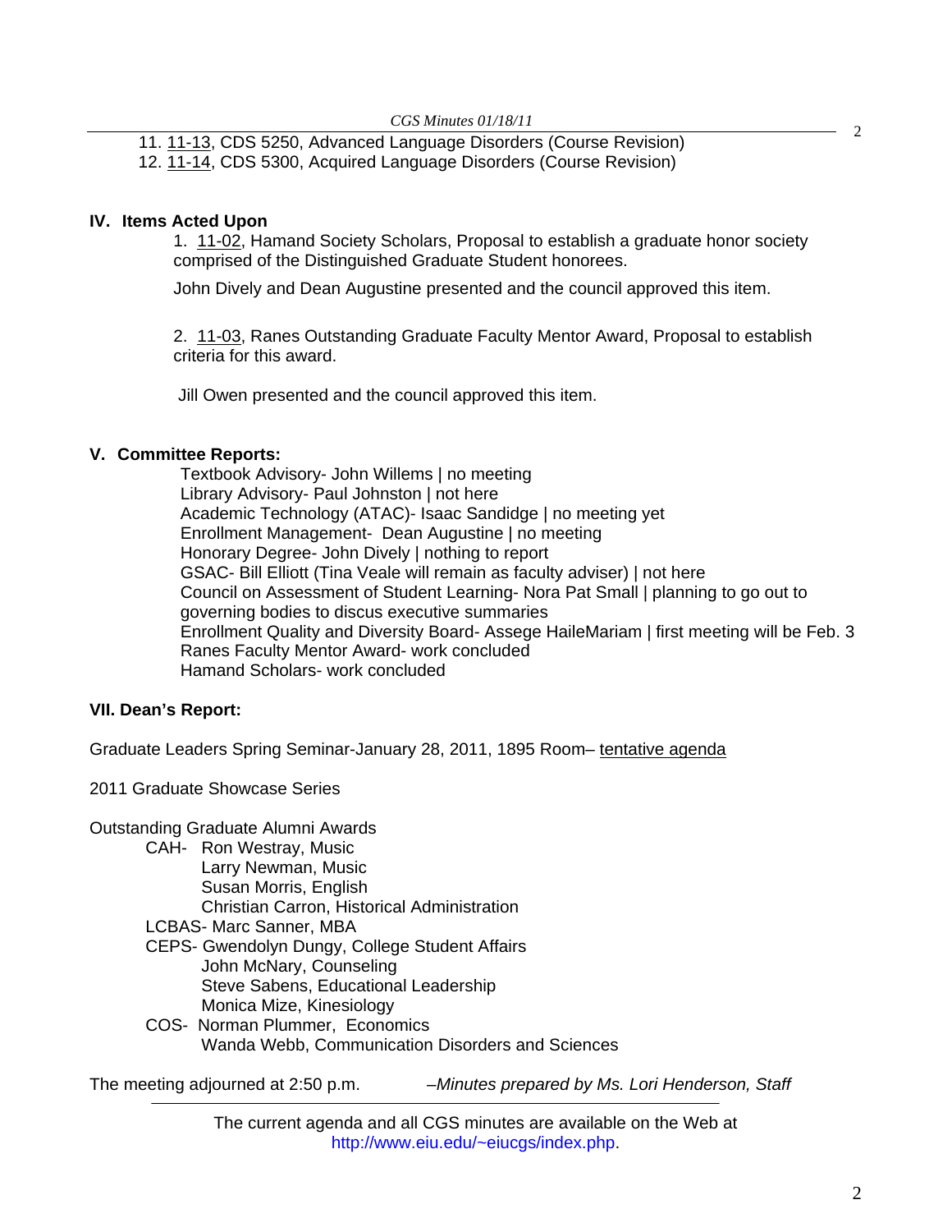11. 11-13, CDS 5250, Advanced Language Disorders (Course Revision)
12. 11-14, CDS 5300, Acquired Language Disorders (Course Revision)

**IV. Items Acted Upon**

1. 11-02, Hamand Society Scholars, Proposal to establish a graduate honor society comprised of the Distinguished Graduate Student honorees.

   John Dively and Dean Augustine presented and the council approved this item.

2. 11-03, Ranes Outstanding Graduate Faculty Mentor Award, Proposal to establish criteria for this award.

   Jill Owen presented and the council approved this item.

**V. Committee Reports:**

Textbook Advisory- John Willems | no meeting
Library Advisory- Paul Johnston | not here
Academic Technology (ATAC)- Isaac Sandidge | no meeting yet
Enrollment Management- Dean Augustine | no meeting
Honorary Degree- John Dively | nothing to report
GSAC- Bill Elliott (Tina Veale will remain as faculty adviser) | not here
Council on Assessment of Student Learning- Nora Pat Small | planning to go out to governing bodies to discus executive summaries
Enrollment Quality and Diversity Board- Assege HaileMariam | first meeting will be Feb. 3
Ranes Faculty Mentor Award- work concluded
Hamand Scholars- work concluded

**VII. Dean's Report:**

Graduate Leaders Spring Seminar-January 28, 2011, 1895 Room– tentative agenda

2011 Graduate Showcase Series

Outstanding Graduate Alumni Awards

CAH- Ron Westray, Music
Larry Newman, Music
Susan Morris, English
Christian Carron, Historical Administration

LCBAS- Marc Sanner, MBA

CEPS- Gwendolyn Dungy, College Student Affairs
John McNary, Counseling
Steve Sabens, Educational Leadership
Monica Mize, Kinesiology

COS- Norman Plummer, Economics
Wanda Webb, Communication Disorders and Sciences

The meeting adjourned at 2:50 p.m. *–Minutes prepared by Ms. Lori Henderson, Staff*

The current agenda and all CGS minutes are available on the Web at http://www.eiu.edu/~eiucgs/index.php.